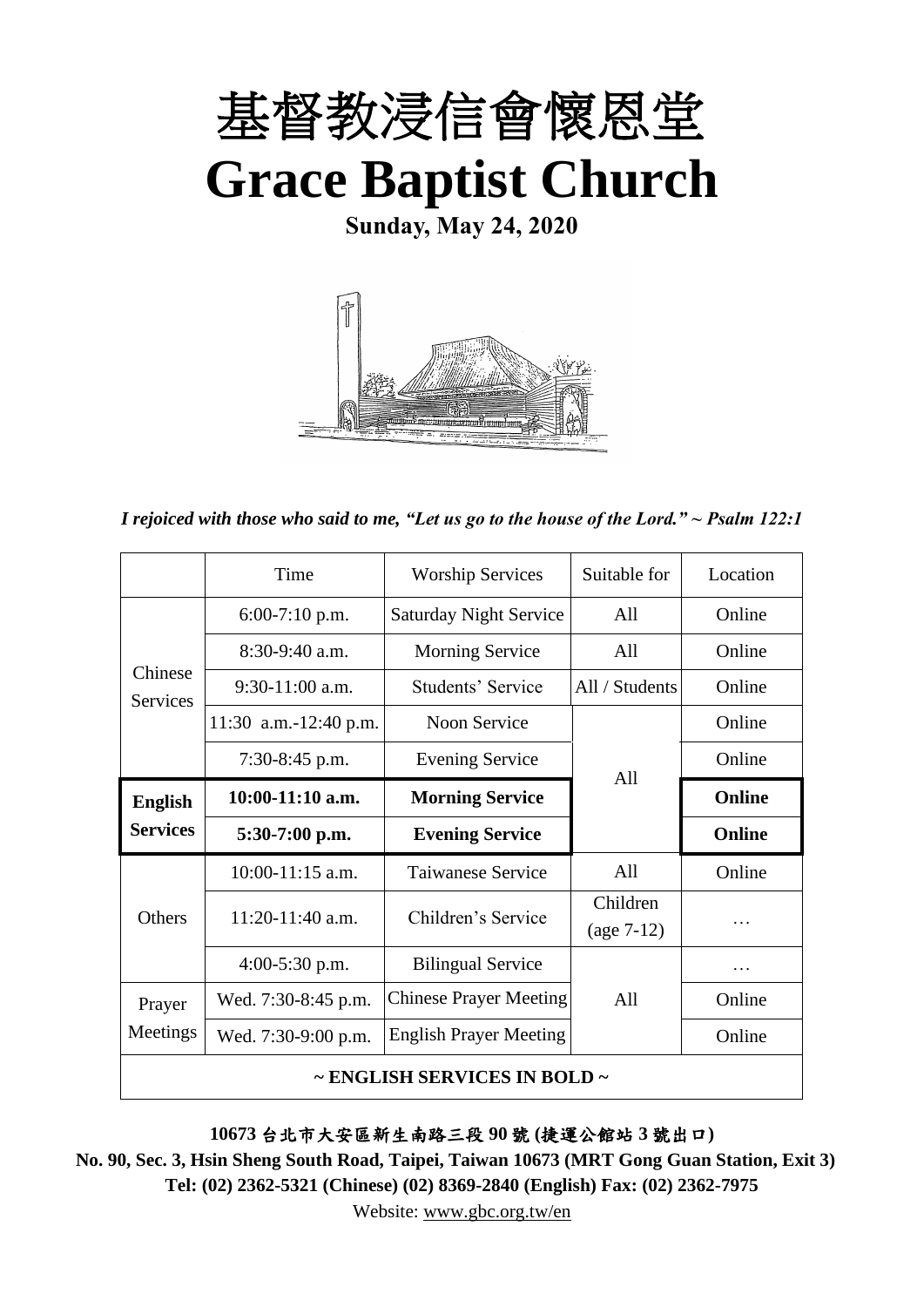# 基督教浸信會懷恩堂

# Grace Baptist Church

**Sunday, May 24, 2020**

*I rejoiced with those who said to me, "Let us go to the house of the Lord." ~ Psalm 122:1*

| | Time | Worship Services | Suitable for | Location |
|---|---|---|---|---|
| Chinese Services | 6:00-7:10 p.m. | Saturday Night Service | All | Online |
| | 8:30-9:40 a.m. | Morning Service | All | Online |
| | 9:30-11:00 a.m. | Students' Service | All / Students | Online |
| | 11:30 a.m.-12:40 p.m. | Noon Service | All | Online |
| | 7:30-8:45 p.m. | Evening Service | | Online |
| **English Services** | **10:00-11:10 a.m.** | **Morning Service** | | **Online** |
| | **5:30-7:00 p.m.** | **Evening Service** | | **Online** |
| Others | 10:00-11:15 a.m. | Taiwanese Service | All | Online |
| | 11:20-11:40 a.m. | Children's Service | Children (age 7-12) | … |
| | 4:00-5:30 p.m. | Bilingual Service | All | … |
| Prayer Meetings | Wed. 7:30-8:45 p.m. | Chinese Prayer Meeting | | Online |
| | Wed. 7:30-9:00 p.m. | English Prayer Meeting | | Online |
| **~ ENGLISH SERVICES IN BOLD ~** | | | | |

**10673 台北市大安區新生南路三段 90 號 (捷運公館站 3 號出口)**

**No. 90, Sec. 3, Hsin Sheng South Road, Taipei, Taiwan 10673 (MRT Gong Guan Station, Exit 3)**

**Tel: (02) 2362-5321 (Chinese) (02) 8369-2840 (English) Fax: (02) 2362-7975**

Website: www.gbc.org.tw/en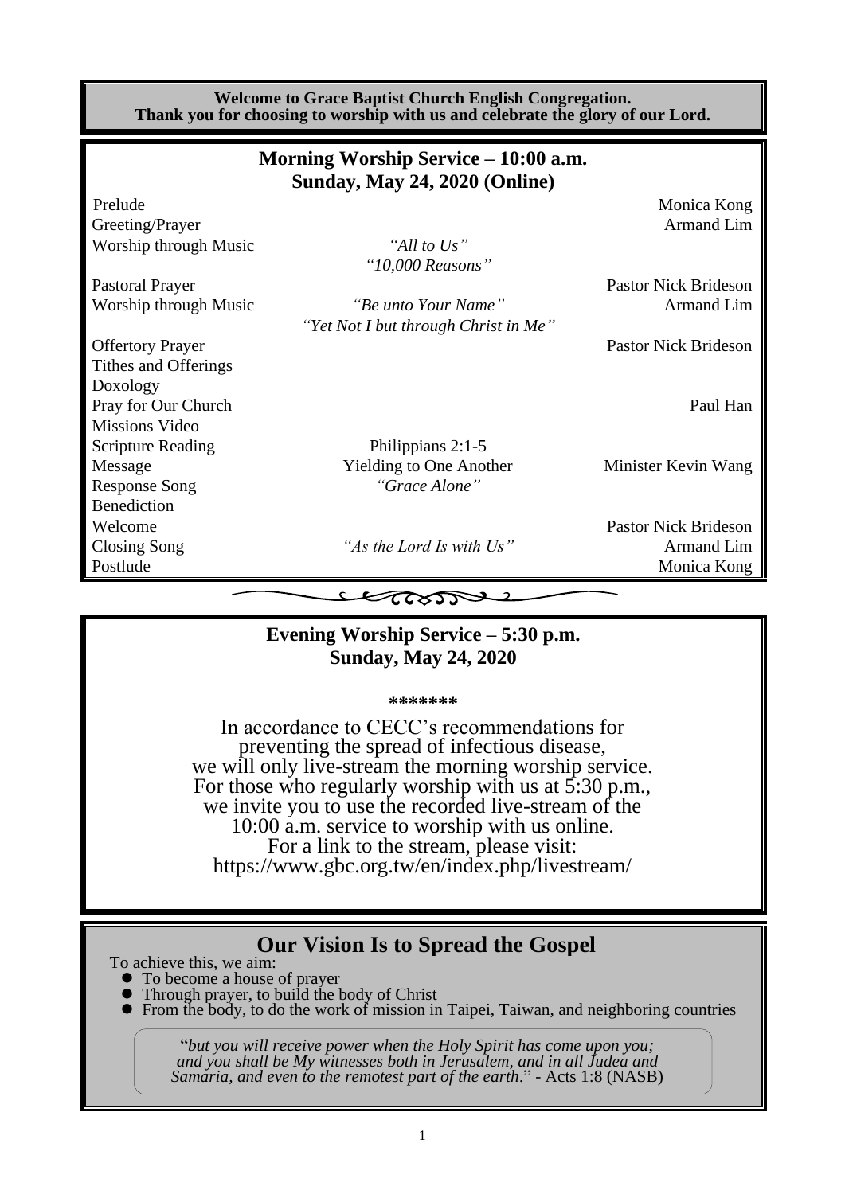**Welcome to Grace Baptist Church English Congregation.**
**Thank you for choosing to worship with us and celebrate the glory of our Lord.**

## Morning Worship Service – 10:00 a.m.
## Sunday, May 24, 2020 (Online)

| | | |
|---|---|---|
| Prelude | | Monica Kong |
| Greeting/Prayer | | Armand Lim |
| Worship through Music | *"All to Us"* *"10,000 Reasons"* | |
| Pastoral Prayer | | Pastor Nick Brideson |
| Worship through Music | *"Be unto Your Name"* *"Yet Not I but through Christ in Me"* | Armand Lim |
| Offertory Prayer | | Pastor Nick Brideson |
| Tithes and Offerings | | |
| Doxology | | |
| Pray for Our Church | | Paul Han |
| Missions Video | | |
| Scripture Reading | Philippians 2:1-5 | |
| Message | Yielding to One Another | Minister Kevin Wang |
| Response Song | *"Grace Alone"* | |
| Benediction | | |
| Welcome | | Pastor Nick Brideson |
| Closing Song | *"As the Lord Is with Us"* | Armand Lim |
| Postlude | | Monica Kong |

## Evening Worship Service – 5:30 p.m.
## Sunday, May 24, 2020

*******

In accordance to CECC's recommendations for preventing the spread of infectious disease, we will only live-stream the morning worship service. For those who regularly worship with us at 5:30 p.m., we invite you to use the recorded live-stream of the 10:00 a.m. service to worship with us online. For a link to the stream, please visit: https://www.gbc.org.tw/en/index.php/livestream/

## Our Vision Is to Spread the Gospel

To achieve this, we aim:

- To become a house of prayer
- Through prayer, to build the body of Christ
- From the body, to do the work of mission in Taipei, Taiwan, and neighboring countries

"*but you will receive power when the Holy Spirit has come upon you; and you shall be My witnesses both in Jerusalem, and in all Judea and Samaria, and even to the remotest part of the earth.*" - Acts 1:8 (NASB)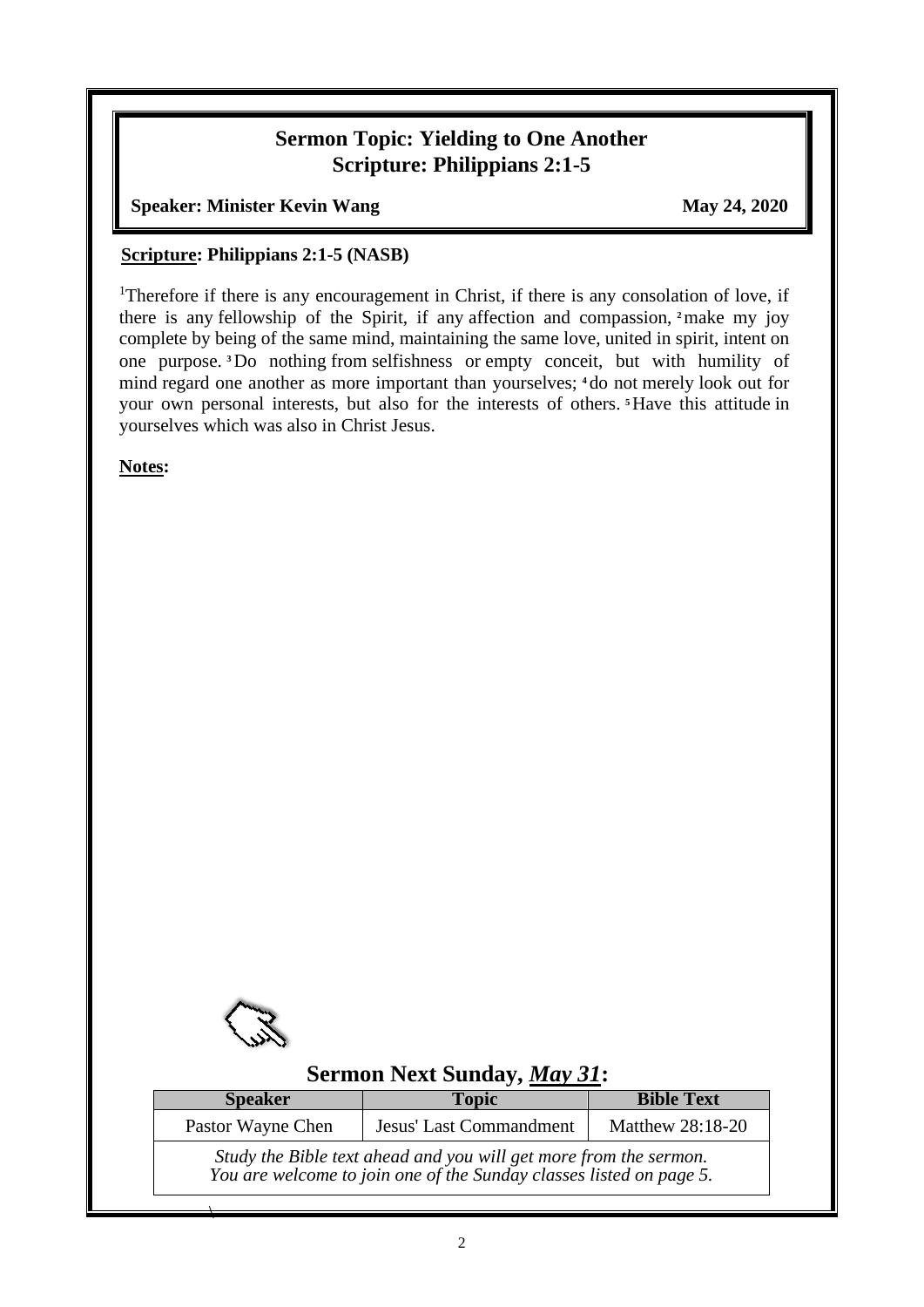## Sermon Topic: Yielding to One Another
## Scripture: Philippians 2:1-5

**Speaker: Minister Kevin Wang** **May 24, 2020**

**Scripture: Philippians 2:1-5 (NASB)**

[1]Therefore if there is any encouragement in Christ, if there is any consolation of love, if there is any fellowship of the Spirit, if any affection and compassion, [2]make my joy complete by being of the same mind, maintaining the same love, united in spirit, intent on one purpose. [3]Do nothing from selfishness or empty conceit, but with humility of mind regard one another as more important than yourselves; [4]do not merely look out for your own personal interests, but also for the interests of others. [5]Have this attitude in yourselves which was also in Christ Jesus.

**Notes:**

## Sermon Next Sunday, *May 31*:

| Speaker | Topic | Bible Text |
|---|---|---|
| Pastor Wayne Chen | Jesus' Last Commandment | Matthew 28:18-20 |
| *Study the Bible text ahead and you will get more from the sermon. You are welcome to join one of the Sunday classes listed on page 5.* | | |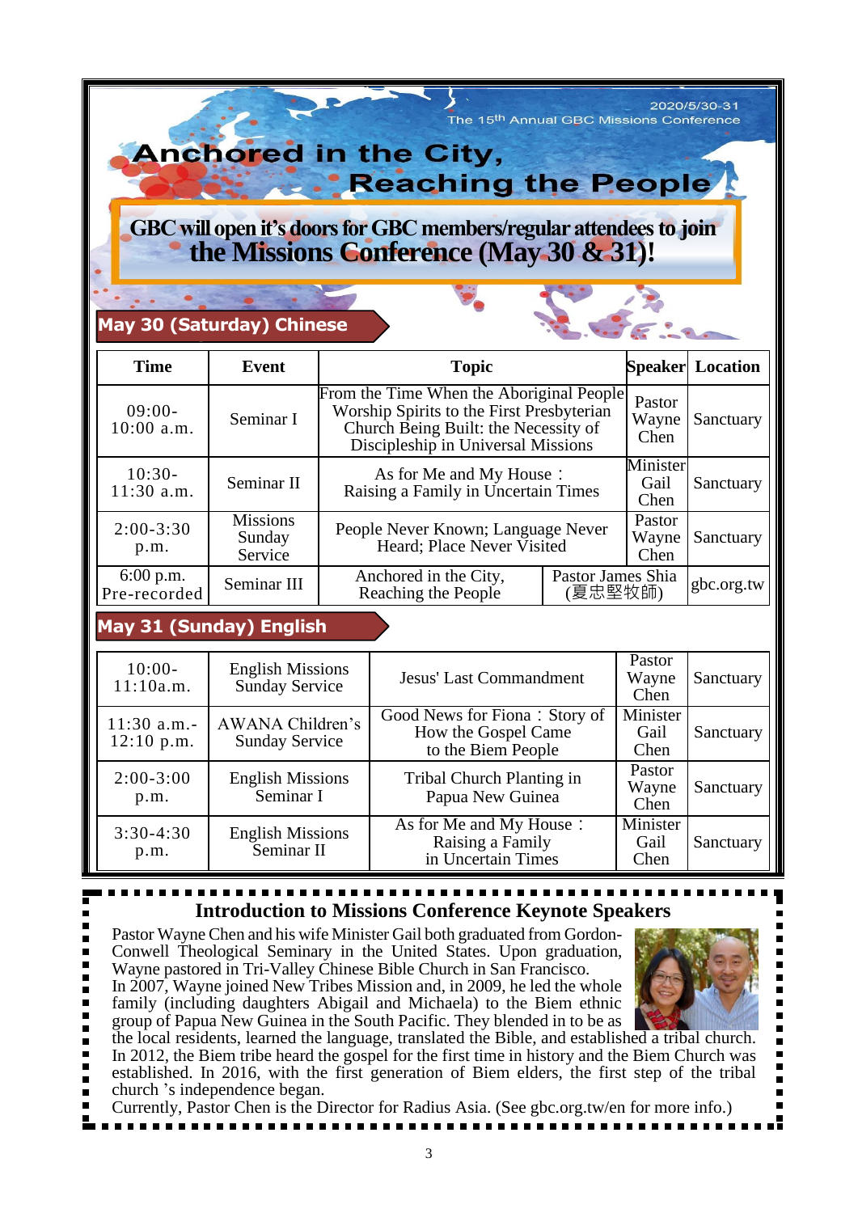2020/5/30-31
The 15th Annual GBC Missions Conference

# Anchored in the City, Reaching the People

**GBC will open it's doors for GBC members/regular attendees to join the Missions Conference (May 30 & 31)!**

## May 30 (Saturday) Chinese

| Time | Event | Topic | Speaker | Location |
|---|---|---|---|---|
| 09:00-10:00 a.m. | Seminar I | From the Time When the Aboriginal People Worship Spirits to the First Presbyterian Church Being Built: the Necessity of Discipleship in Universal Missions | Pastor Wayne Chen | Sanctuary |
| 10:30-11:30 a.m. | Seminar II | As for Me and My House： Raising a Family in Uncertain Times | Minister Gail Chen | Sanctuary |
| 2:00-3:30 p.m. | Missions Sunday Service | People Never Known; Language Never Heard; Place Never Visited | Pastor Wayne Chen | Sanctuary |
| 6:00 p.m. Pre-recorded | Seminar III | Anchored in the City, Reaching the People | Pastor James Shia (夏忠堅牧師) | gbc.org.tw |

## May 31 (Sunday) English

| Time | Event | Topic | Speaker | Location |
|---|---|---|---|---|
| 10:00-11:10a.m. | English Missions Sunday Service | Jesus' Last Commandment | Pastor Wayne Chen | Sanctuary |
| 11:30 a.m.-12:10 p.m. | AWANA Children's Sunday Service | Good News for Fiona：Story of How the Gospel Came to the Biem People | Minister Gail Chen | Sanctuary |
| 2:00-3:00 p.m. | English Missions Seminar I | Tribal Church Planting in Papua New Guinea | Pastor Wayne Chen | Sanctuary |
| 3:30-4:30 p.m. | English Missions Seminar II | As for Me and My House： Raising a Family in Uncertain Times | Minister Gail Chen | Sanctuary |

## Introduction to Missions Conference Keynote Speakers

Pastor Wayne Chen and his wife Minister Gail both graduated from Gordon-Conwell Theological Seminary in the United States. Upon graduation, Wayne pastored in Tri-Valley Chinese Bible Church in San Francisco. In 2007, Wayne joined New Tribes Mission and, in 2009, he led the whole family (including daughters Abigail and Michaela) to the Biem ethnic group of Papua New Guinea in the South Pacific. They blended in to be as the local residents, learned the language, translated the Bible, and established a tribal church. In 2012, the Biem tribe heard the gospel for the first time in history and the Biem Church was established. In 2016, with the first generation of Biem elders, the first step of the tribal church 's independence began.

Currently, Pastor Chen is the Director for Radius Asia. (See gbc.org.tw/en for more info.)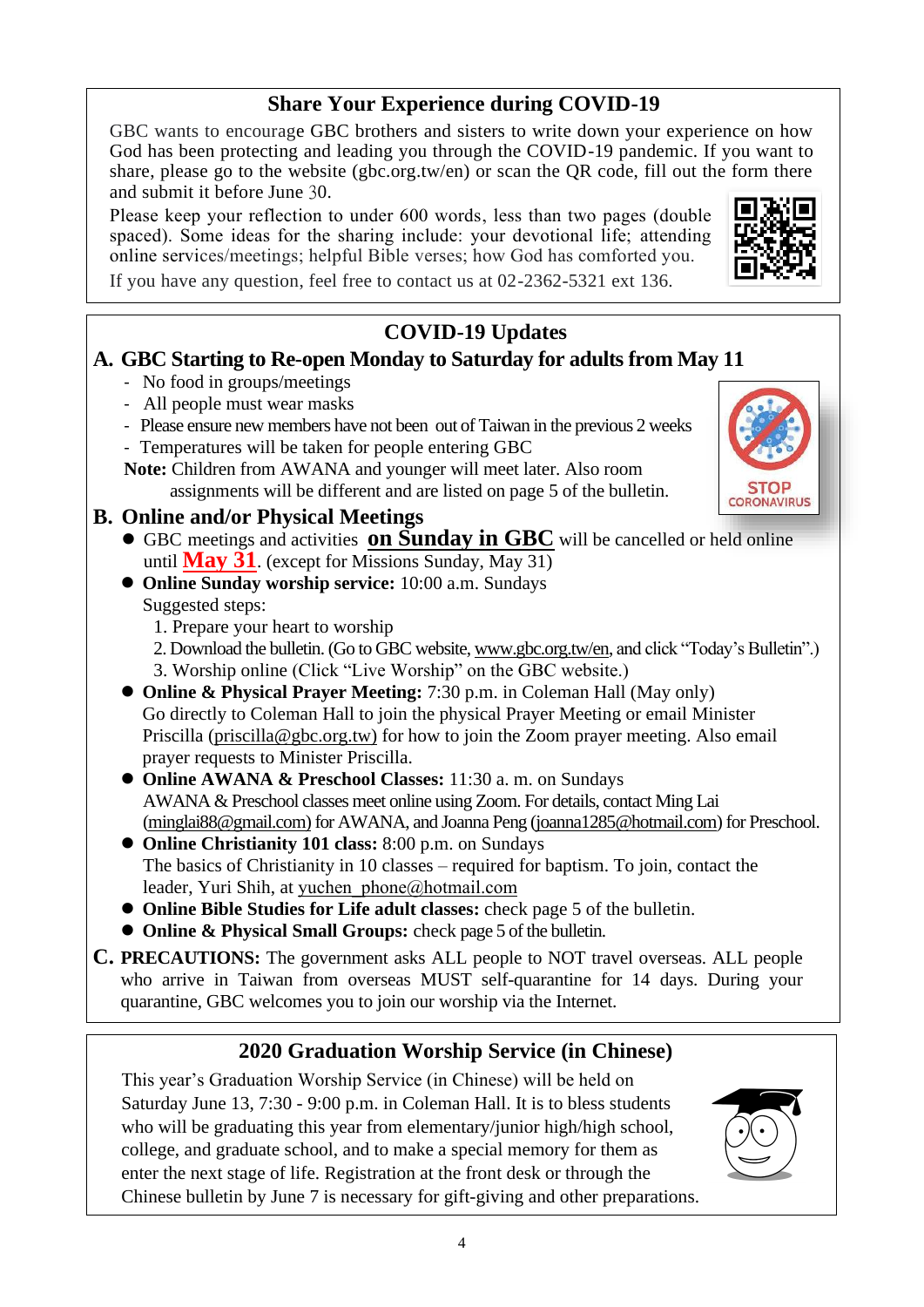## Share Your Experience during COVID-19

GBC wants to encourage GBC brothers and sisters to write down your experience on how God has been protecting and leading you through the COVID-19 pandemic. If you want to share, please go to the website (gbc.org.tw/en) or scan the QR code, fill out the form there and submit it before June 30.

Please keep your reflection to under 600 words, less than two pages (double spaced). Some ideas for the sharing include: your devotional life; attending online services/meetings; helpful Bible verses; how God has comforted you.

If you have any question, feel free to contact us at 02-2362-5321 ext 136.

## COVID-19 Updates

### A. GBC Starting to Re-open Monday to Saturday for adults from May 11

- No food in groups/meetings
- All people must wear masks
- Please ensure new members have not been out of Taiwan in the previous 2 weeks
- Temperatures will be taken for people entering GBC

**Note:** Children from AWANA and younger will meet later. Also room assignments will be different and are listed on page 5 of the bulletin.

### B. Online and/or Physical Meetings

- GBC meetings and activities **on Sunday in GBC** will be cancelled or held online until **May 31**. (except for Missions Sunday, May 31)
- **Online Sunday worship service:** 10:00 a.m. Sundays
  Suggested steps:
  1. Prepare your heart to worship
  2. Download the bulletin. (Go to GBC website, www.gbc.org.tw/en, and click "Today's Bulletin".)
  3. Worship online (Click "Live Worship" on the GBC website.)
- **Online & Physical Prayer Meeting:** 7:30 p.m. in Coleman Hall (May only)
  Go directly to Coleman Hall to join the physical Prayer Meeting or email Minister Priscilla (priscilla@gbc.org.tw) for how to join the Zoom prayer meeting. Also email prayer requests to Minister Priscilla.
- **Online AWANA & Preschool Classes:** 11:30 a. m. on Sundays
  AWANA & Preschool classes meet online using Zoom. For details, contact Ming Lai (minglai88@gmail.com) for AWANA, and Joanna Peng (joanna1285@hotmail.com) for Preschool.
- **Online Christianity 101 class:** 8:00 p.m. on Sundays
  The basics of Christianity in 10 classes – required for baptism. To join, contact the leader, Yuri Shih, at yuchen_phone@hotmail.com
- **Online Bible Studies for Life adult classes:** check page 5 of the bulletin.
- **Online & Physical Small Groups:** check page 5 of the bulletin.

**C. PRECAUTIONS:** The government asks ALL people to NOT travel overseas. ALL people who arrive in Taiwan from overseas MUST self-quarantine for 14 days. During your quarantine, GBC welcomes you to join our worship via the Internet.

## 2020 Graduation Worship Service (in Chinese)

This year's Graduation Worship Service (in Chinese) will be held on Saturday June 13, 7:30 - 9:00 p.m. in Coleman Hall. It is to bless students who will be graduating this year from elementary/junior high/high school, college, and graduate school, and to make a special memory for them as enter the next stage of life. Registration at the front desk or through the Chinese bulletin by June 7 is necessary for gift-giving and other preparations.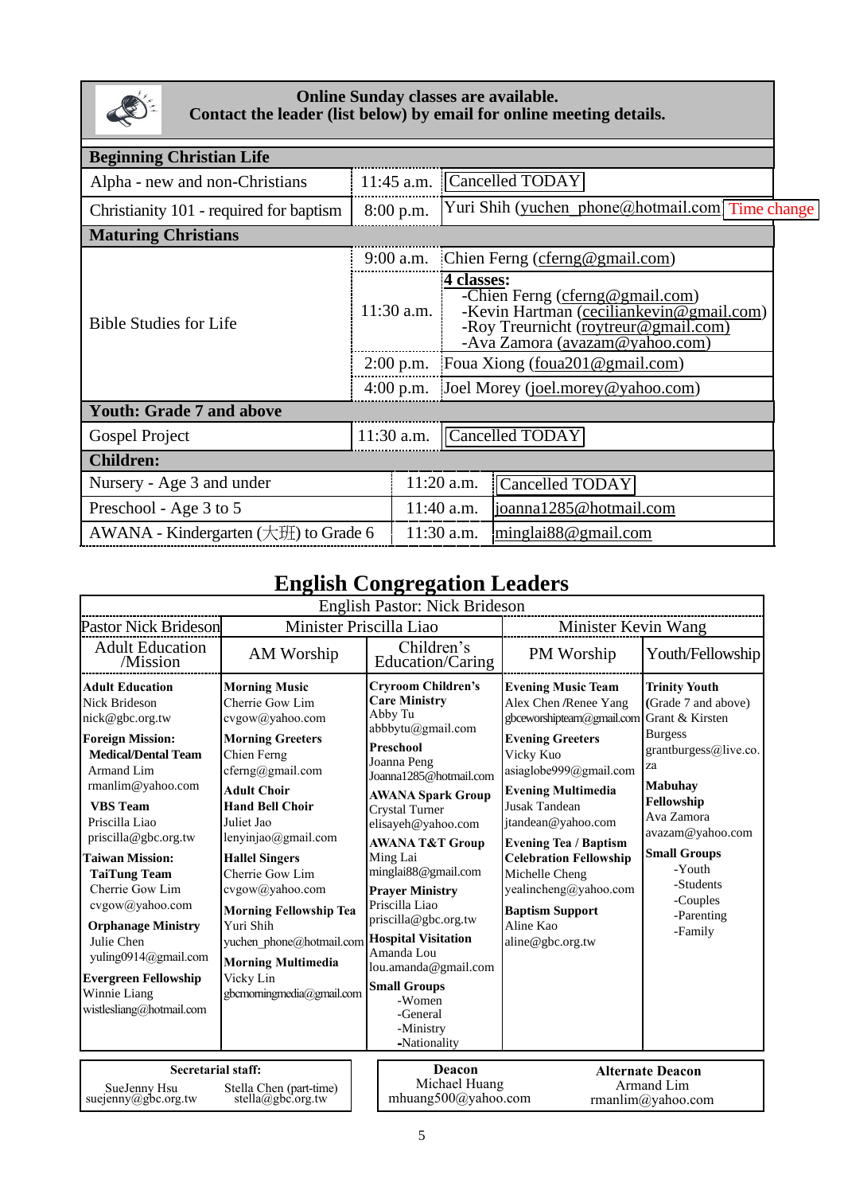**Online Sunday classes are available.**
**Contact the leader (list below) by email for online meeting details.**

| **Beginning Christian Life** | | |
|---|---|---|
| Alpha - new and non-Christians | 11:45 a.m. | Cancelled TODAY |
| Christianity 101 - required for baptism | 8:00 p.m. | Yuri Shih (yuchen_phone@hotmail.com) Time change |
| **Maturing Christians** | | |
| Bible Studies for Life | 9:00 a.m. | Chien Ferng (cferng@gmail.com) |
| | 11:30 a.m. | **4 classes:** -Chien Ferng (cferng@gmail.com) -Kevin Hartman (ceciliankevin@gmail.com) -Roy Treurnicht (roytreur@gmail.com) -Ava Zamora (avazam@yahoo.com) |
| | 2:00 p.m. | Foua Xiong (foua201@gmail.com) |
| | 4:00 p.m. | Joel Morey (joel.morey@yahoo.com) |
| **Youth: Grade 7 and above** | | |
| Gospel Project | 11:30 a.m. | Cancelled TODAY |
| **Children:** | | |
| Nursery - Age 3 and under | 11:20 a.m. | Cancelled TODAY |
| Preschool - Age 3 to 5 | 11:40 a.m. | joanna1285@hotmail.com |
| AWANA - Kindergarten (大班) to Grade 6 | 11:30 a.m. | minglai88@gmail.com |

# English Congregation Leaders

English Pastor: Nick Brideson

| Pastor Nick Brideson | Minister Priscilla Liao | | Minister Kevin Wang | |
|---|---|---|---|---|
| Adult Education /Mission | AM Worship | Children's Education/Caring | PM Worship | Youth/Fellowship |
| **Adult Education** Nick Brideson nick@gbc.org.tw | **Morning Music** Cherrie Gow Lim cvgow@yahoo.com | **Cryroom Children's Care Ministry** Abby Tu abbbytu@gmail.com | **Evening Music Team** Alex Chen /Renee Yang gbceworshipteam@gmail.com | **Trinity Youth** (Grade 7 and above) Grant & Kirsten Burgess grantburgess@live.co.za |
| **Foreign Mission:** **Medical/Dental Team** Armand Lim rmanlim@yahoo.com | **Morning Greeters** Chien Ferng cferng@gmail.com | **Preschool** Joanna Peng Joanna1285@hotmail.com | **Evening Greeters** Vicky Kuo asiaglobe999@gmail.com | **Mabuhay Fellowship** Ava Zamora avazam@yahoo.com |
| **VBS Team** Priscilla Liao priscilla@gbc.org.tw | **Adult Choir** **Hand Bell Choir** Juliet Jao lenyinjao@gmail.com | **AWANA Spark Group** Crystal Turner elisayeh@yahoo.com | **Evening Multimedia** Jusak Tandean jtandean@yahoo.com | **Small Groups** -Youth -Students -Couples -Parenting -Family |
| **Taiwan Mission:** **TaiTung Team** Cherrie Gow Lim cvgow@yahoo.com | **Hallel Singers** Cherrie Gow Lim cvgow@yahoo.com | **AWANA T&T Group** Ming Lai minglai88@gmail.com | **Evening Tea / Baptism Celebration Fellowship** Michelle Cheng yealincheng@yahoo.com | |
| **Orphanage Ministry** Julie Chen yuling0914@gmail.com | **Morning Fellowship Tea** Yuri Shih yuchen_phone@hotmail.com | **Prayer Ministry** Priscilla Liao priscilla@gbc.org.tw | **Baptism Support** Aline Kao aline@gbc.org.tw | |
| **Evergreen Fellowship** Winnie Liang wistlesliang@hotmail.com | **Morning Multimedia** Vicky Lin gbcmorningmedia@gmail.com | **Hospital Visitation** Amanda Lou lou.amanda@gmail.com | | |
| | | **Small Groups** -Women -General -Ministry -Nationality | | |

**Secretarial staff:**
SueJenny Hsu suejenny@gbc.org.tw
Stella Chen (part-time) stella@gbc.org.tw

**Deacon**
Michael Huang mhuang500@yahoo.com

**Alternate Deacon**
Armand Lim rmanlim@yahoo.com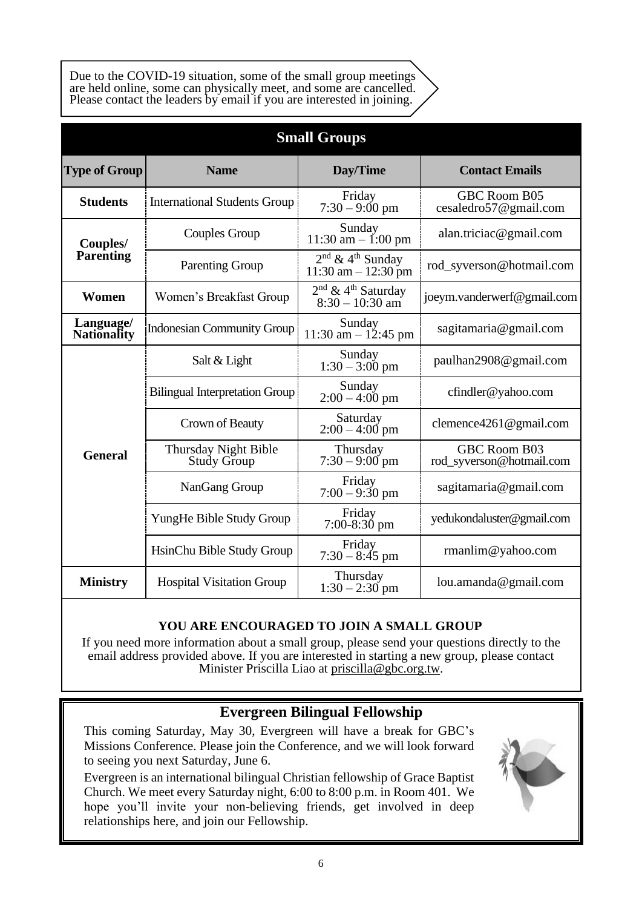Due to the COVID-19 situation, some of the small group meetings are held online, some can physically meet, and some are cancelled. Please contact the leaders by email if you are interested in joining.

## Small Groups

| Type of Group | Name | Day/Time | Contact Emails |
|---|---|---|---|
| **Students** | International Students Group | Friday 7:30 – 9:00 pm | GBC Room B05 cesaledro57@gmail.com |
| **Couples/ Parenting** | Couples Group | Sunday 11:30 am – 1:00 pm | alan.triciac@gmail.com |
| | Parenting Group | 2nd & 4th Sunday 11:30 am – 12:30 pm | rod_syverson@hotmail.com |
| **Women** | Women's Breakfast Group | 2nd & 4th Saturday 8:30 – 10:30 am | joeym.vanderwerf@gmail.com |
| **Language/ Nationality** | Indonesian Community Group | Sunday 11:30 am – 12:45 pm | sagitamaria@gmail.com |
| **General** | Salt & Light | Sunday 1:30 – 3:00 pm | paulhan2908@gmail.com |
| | Bilingual Interpretation Group | Sunday 2:00 – 4:00 pm | cfindler@yahoo.com |
| | Crown of Beauty | Saturday 2:00 – 4:00 pm | clemence4261@gmail.com |
| | Thursday Night Bible Study Group | Thursday 7:30 – 9:00 pm | GBC Room B03 rod_syverson@hotmail.com |
| | NanGang Group | Friday 7:00 – 9:30 pm | sagitamaria@gmail.com |
| | YungHe Bible Study Group | Friday 7:00-8:30 pm | yedukondaluster@gmail.com |
| | HsinChu Bible Study Group | Friday 7:30 – 8:45 pm | rmanlim@yahoo.com |
| **Ministry** | Hospital Visitation Group | Thursday 1:30 – 2:30 pm | lou.amanda@gmail.com |

**YOU ARE ENCOURAGED TO JOIN A SMALL GROUP**

If you need more information about a small group, please send your questions directly to the email address provided above. If you are interested in starting a new group, please contact Minister Priscilla Liao at priscilla@gbc.org.tw.

## Evergreen Bilingual Fellowship

This coming Saturday, May 30, Evergreen will have a break for GBC's Missions Conference. Please join the Conference, and we will look forward to seeing you next Saturday, June 6.

Evergreen is an international bilingual Christian fellowship of Grace Baptist Church. We meet every Saturday night, 6:00 to 8:00 p.m. in Room 401. We hope you'll invite your non-believing friends, get involved in deep relationships here, and join our Fellowship.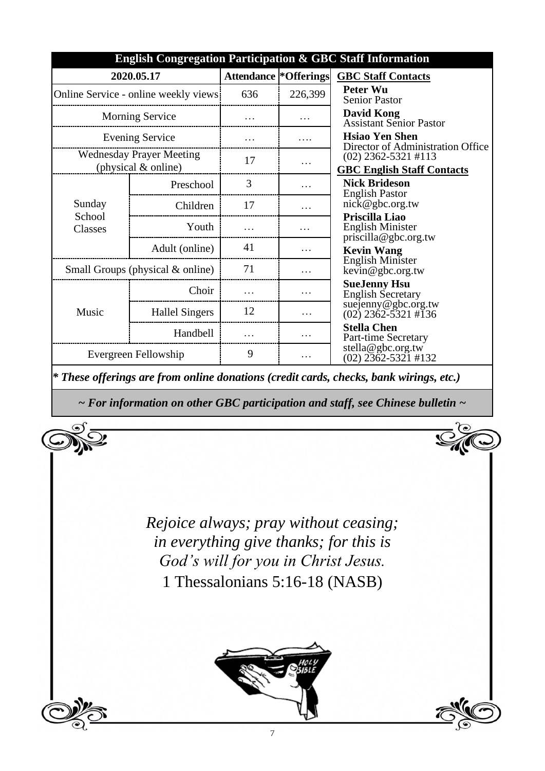## English Congregation Participation & GBC Staff Information

| 2020.05.17 | | Attendance | *Offerings |
|---|---|---|---|
| Online Service - online weekly views | | 636 | 226,399 |
| Morning Service | | … | … |
| Evening Service | | … | …. |
| Wednesday Prayer Meeting (physical & online) | | 17 | … |
| Sunday School Classes | Preschool | 3 | … |
| | Children | 17 | … |
| | Youth | … | … |
| | Adult (online) | 41 | … |
| Small Groups (physical & online) | | 71 | … |
| Music | Choir | … | … |
| | Hallel Singers | 12 | … |
| | Handbell | … | … |
| Evergreen Fellowship | | 9 | … |

**GBC Staff Contacts**

**Peter Wu**
Senior Pastor

**David Kong**
Assistant Senior Pastor

**Hsiao Yen Shen**
Director of Administration Office
(02) 2362-5321 #113

**GBC English Staff Contacts**

**Nick Brideson**
English Pastor
nick@gbc.org.tw

**Priscilla Liao**
English Minister
priscilla@gbc.org.tw

**Kevin Wang**
English Minister
kevin@gbc.org.tw

**SueJenny Hsu**
English Secretary
suejenny@gbc.org.tw
(02) 2362-5321 #136

**Stella Chen**
Part-time Secretary
stella@gbc.org.tw
(02) 2362-5321 #132

***** *These offerings are from online donations (credit cards, checks, bank wirings, etc.)*

***~ For information on other GBC participation and staff, see Chinese bulletin ~***

*Rejoice always; pray without ceasing;*
*in everything give thanks; for this is*
*God's will for you in Christ Jesus.*
1 Thessalonians 5:16-18 (NASB)